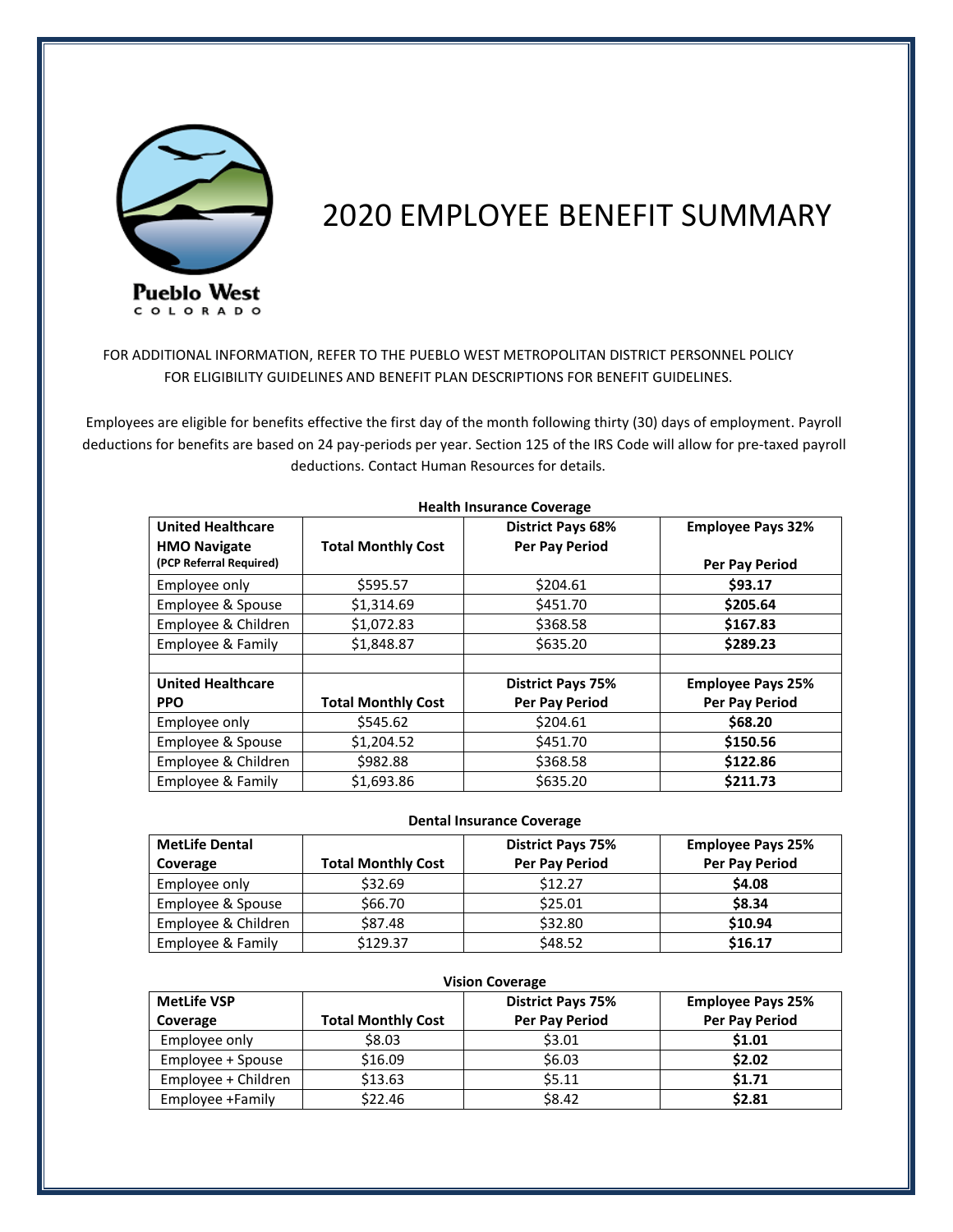Pueblo West
COLORADO

# 2020 EMPLOYEE BENEFIT SUMMARY

FOR ADDITIONAL INFORMATION, REFER TO THE PUEBLO WEST METROPOLITAN DISTRICT PERSONNEL POLICY FOR ELIGIBILITY GUIDELINES AND BENEFIT PLAN DESCRIPTIONS FOR BENEFIT GUIDELINES.

Employees are eligible for benefits effective the first day of the month following thirty (30) days of employment. Payroll deductions for benefits are based on 24 pay-periods per year. Section 125 of the IRS Code will allow for pre-taxed payroll deductions. Contact Human Resources for details.

**Health Insurance Coverage**

| **United Healthcare HMO Navigate** (PCP Referral Required) | **Total Monthly Cost** | **District Pays 68% Per Pay Period** | **Employee Pays 32% Per Pay Period** |
|---|---|---|---|
| Employee only | $595.57 | $204.61 | **$93.17** |
| Employee & Spouse | $1,314.69 | $451.70 | **$205.64** |
| Employee & Children | $1,072.83 | $368.58 | **$167.83** |
| Employee & Family | $1,848.87 | $635.20 | **$289.23** |
| | | | |
| **United Healthcare PPO** | **Total Monthly Cost** | **District Pays 75% Per Pay Period** | **Employee Pays 25% Per Pay Period** |
| Employee only | $545.62 | $204.61 | **$68.20** |
| Employee & Spouse | $1,204.52 | $451.70 | **$150.56** |
| Employee & Children | $982.88 | $368.58 | **$122.86** |
| Employee & Family | $1,693.86 | $635.20 | **$211.73** |

**Dental Insurance Coverage**

| **MetLife Dental Coverage** | **Total Monthly Cost** | **District Pays 75% Per Pay Period** | **Employee Pays 25% Per Pay Period** |
|---|---|---|---|
| Employee only | $32.69 | $12.27 | **$4.08** |
| Employee & Spouse | $66.70 | $25.01 | **$8.34** |
| Employee & Children | $87.48 | $32.80 | **$10.94** |
| Employee & Family | $129.37 | $48.52 | **$16.17** |

**Vision Coverage**

| **MetLife VSP Coverage** | **Total Monthly Cost** | **District Pays 75% Per Pay Period** | **Employee Pays 25% Per Pay Period** |
|---|---|---|---|
| Employee only | $8.03 | $3.01 | **$1.01** |
| Employee + Spouse | $16.09 | $6.03 | **$2.02** |
| Employee + Children | $13.63 | $5.11 | **$1.71** |
| Employee +Family | $22.46 | $8.42 | **$2.81** |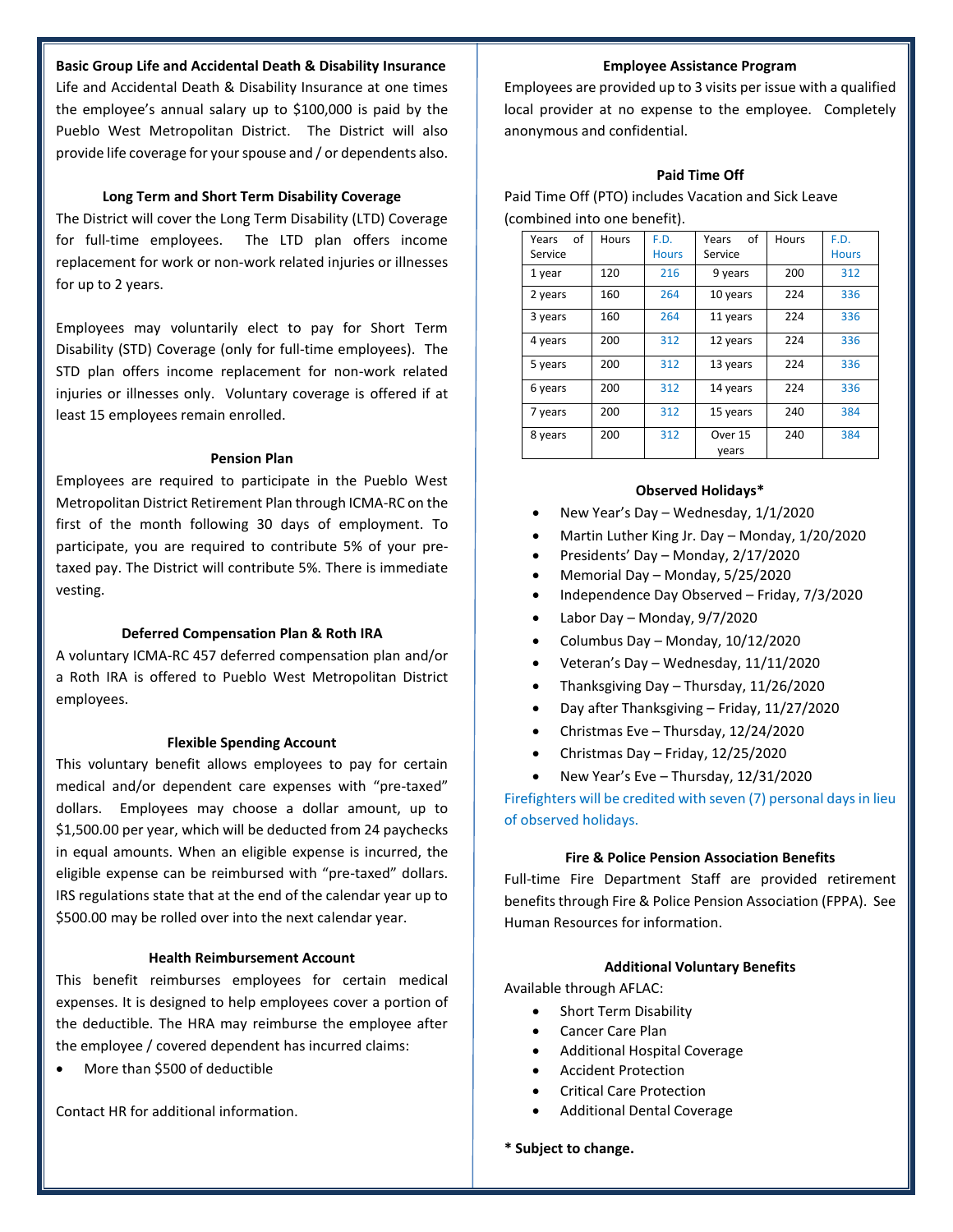**Basic Group Life and Accidental Death & Disability Insurance**

Life and Accidental Death & Disability Insurance at one times the employee's annual salary up to $100,000 is paid by the Pueblo West Metropolitan District. The District will also provide life coverage for your spouse and / or dependents also.

**Long Term and Short Term Disability Coverage**

The District will cover the Long Term Disability (LTD) Coverage for full-time employees. The LTD plan offers income replacement for work or non-work related injuries or illnesses for up to 2 years.

Employees may voluntarily elect to pay for Short Term Disability (STD) Coverage (only for full-time employees). The STD plan offers income replacement for non-work related injuries or illnesses only. Voluntary coverage is offered if at least 15 employees remain enrolled.

**Pension Plan**

Employees are required to participate in the Pueblo West Metropolitan District Retirement Plan through ICMA-RC on the first of the month following 30 days of employment. To participate, you are required to contribute 5% of your pre-taxed pay. The District will contribute 5%. There is immediate vesting.

**Deferred Compensation Plan & Roth IRA**

A voluntary ICMA-RC 457 deferred compensation plan and/or a Roth IRA is offered to Pueblo West Metropolitan District employees.

**Flexible Spending Account**

This voluntary benefit allows employees to pay for certain medical and/or dependent care expenses with "pre-taxed" dollars. Employees may choose a dollar amount, up to $1,500.00 per year, which will be deducted from 24 paychecks in equal amounts. When an eligible expense is incurred, the eligible expense can be reimbursed with "pre-taxed" dollars. IRS regulations state that at the end of the calendar year up to $500.00 may be rolled over into the next calendar year.

**Health Reimbursement Account**

This benefit reimburses employees for certain medical expenses. It is designed to help employees cover a portion of the deductible. The HRA may reimburse the employee after the employee / covered dependent has incurred claims:

- More than $500 of deductible

Contact HR for additional information.

**Employee Assistance Program**

Employees are provided up to 3 visits per issue with a qualified local provider at no expense to the employee. Completely anonymous and confidential.

**Paid Time Off**

Paid Time Off (PTO) includes Vacation and Sick Leave (combined into one benefit).

| Years of Service | Hours | F.D. Hours | Years of Service | Hours | F.D. Hours |
|---|---|---|---|---|---|
| 1 year | 120 | 216 | 9 years | 200 | 312 |
| 2 years | 160 | 264 | 10 years | 224 | 336 |
| 3 years | 160 | 264 | 11 years | 224 | 336 |
| 4 years | 200 | 312 | 12 years | 224 | 336 |
| 5 years | 200 | 312 | 13 years | 224 | 336 |
| 6 years | 200 | 312 | 14 years | 224 | 336 |
| 7 years | 200 | 312 | 15 years | 240 | 384 |
| 8 years | 200 | 312 | Over 15 years | 240 | 384 |

**Observed Holidays***

- New Year's Day – Wednesday, 1/1/2020
- Martin Luther King Jr. Day – Monday, 1/20/2020
- Presidents' Day – Monday, 2/17/2020
- Memorial Day – Monday, 5/25/2020
- Independence Day Observed – Friday, 7/3/2020
- Labor Day – Monday, 9/7/2020
- Columbus Day – Monday, 10/12/2020
- Veteran's Day – Wednesday, 11/11/2020
- Thanksgiving Day – Thursday, 11/26/2020
- Day after Thanksgiving – Friday, 11/27/2020
- Christmas Eve – Thursday, 12/24/2020
- Christmas Day – Friday, 12/25/2020
- New Year's Eve – Thursday, 12/31/2020

Firefighters will be credited with seven (7) personal days in lieu of observed holidays.

**Fire & Police Pension Association Benefits**

Full-time Fire Department Staff are provided retirement benefits through Fire & Police Pension Association (FPPA). See Human Resources for information.

**Additional Voluntary Benefits**

Available through AFLAC:

- Short Term Disability
- Cancer Care Plan
- Additional Hospital Coverage
- Accident Protection
- Critical Care Protection
- Additional Dental Coverage

**\* Subject to change.**